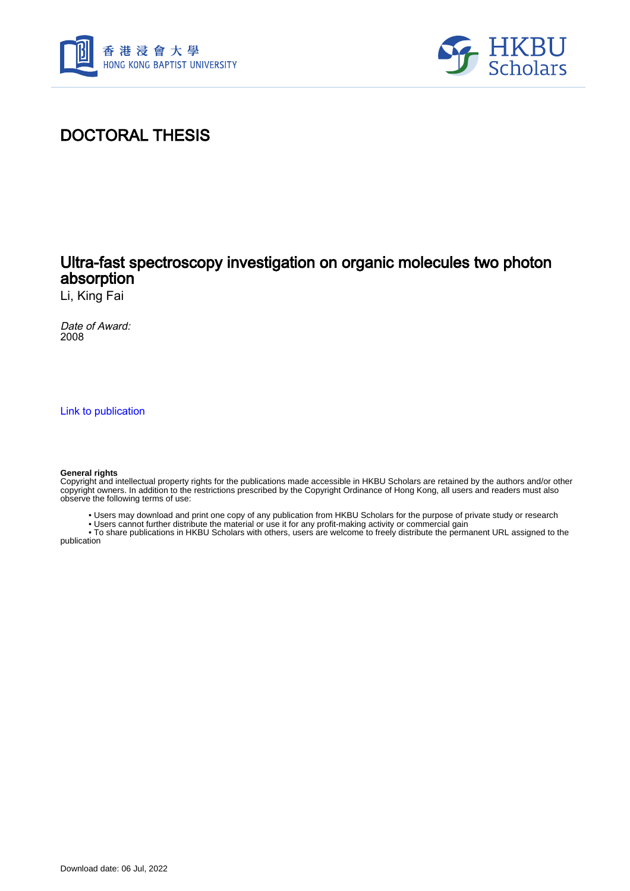DOCTORAL THESIS

# Ultra-fast spectroscopy investigation on organic molecules two photon absorption

Li, King Fai

*Date of Award:*
2008

Link to publication

**General rights**
Copyright and intellectual property rights for the publications made accessible in HKBU Scholars are retained by the authors and/or other copyright owners. In addition to the restrictions prescribed by the Copyright Ordinance of Hong Kong, all users and readers must also observe the following terms of use:

- Users may download and print one copy of any publication from HKBU Scholars for the purpose of private study or research
- Users cannot further distribute the material or use it for any profit-making activity or commercial gain
- To share publications in HKBU Scholars with others, users are welcome to freely distribute the permanent URL assigned to the publication

Download date: 06 Jul, 2022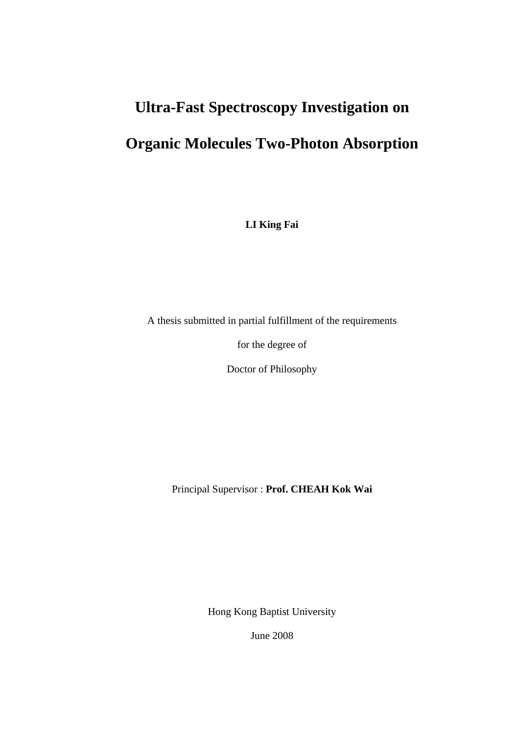# Ultra-Fast Spectroscopy Investigation on Organic Molecules Two-Photon Absorption

**LI King Fai**

A thesis submitted in partial fulfillment of the requirements

for the degree of

Doctor of Philosophy

Principal Supervisor : **Prof. CHEAH Kok Wai**

Hong Kong Baptist University

June 2008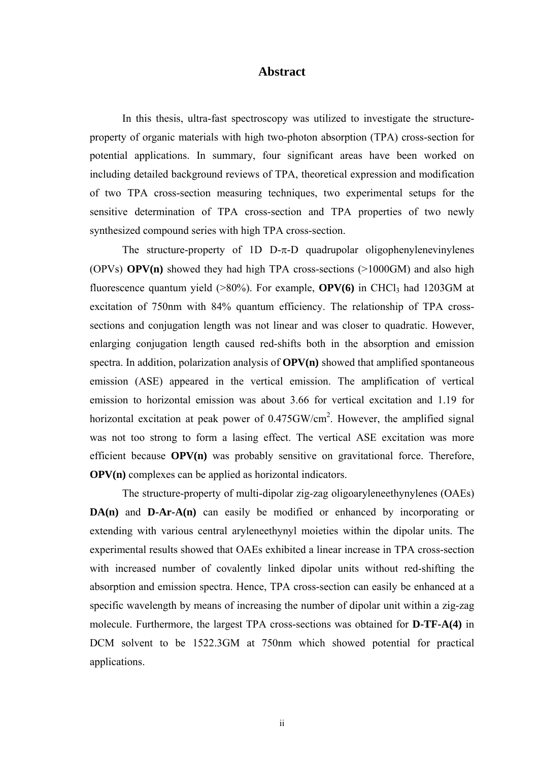# Abstract

In this thesis, ultra-fast spectroscopy was utilized to investigate the structure-property of organic materials with high two-photon absorption (TPA) cross-section for potential applications. In summary, four significant areas have been worked on including detailed background reviews of TPA, theoretical expression and modification of two TPA cross-section measuring techniques, two experimental setups for the sensitive determination of TPA cross-section and TPA properties of two newly synthesized compound series with high TPA cross-section.

The structure-property of 1D D-π-D quadrupolar oligophenylenevinylenes (OPVs) **OPV(n)** showed they had high TPA cross-sections (>1000GM) and also high fluorescence quantum yield (>80%). For example, **OPV(6)** in $CHCl_3$ had 1203GM at excitation of 750nm with 84% quantum efficiency. The relationship of TPA cross-sections and conjugation length was not linear and was closer to quadratic. However, enlarging conjugation length caused red-shifts both in the absorption and emission spectra. In addition, polarization analysis of **OPV(n)** showed that amplified spontaneous emission (ASE) appeared in the vertical emission. The amplification of vertical emission to horizontal emission was about 3.66 for vertical excitation and 1.19 for horizontal excitation at peak power of 0.475GW/$cm^2$. However, the amplified signal was not too strong to form a lasing effect. The vertical ASE excitation was more efficient because **OPV(n)** was probably sensitive on gravitational force. Therefore, **OPV(n)** complexes can be applied as horizontal indicators.

The structure-property of multi-dipolar zig-zag oligoaryleneethynylenes (OAEs) **DA(n)** and **D-Ar-A(n)** can easily be modified or enhanced by incorporating or extending with various central aryleneethynyl moieties within the dipolar units. The experimental results showed that OAEs exhibited a linear increase in TPA cross-section with increased number of covalently linked dipolar units without red-shifting the absorption and emission spectra. Hence, TPA cross-section can easily be enhanced at a specific wavelength by means of increasing the number of dipolar unit within a zig-zag molecule. Furthermore, the largest TPA cross-sections was obtained for **D-TF-A(4)** in DCM solvent to be 1522.3GM at 750nm which showed potential for practical applications.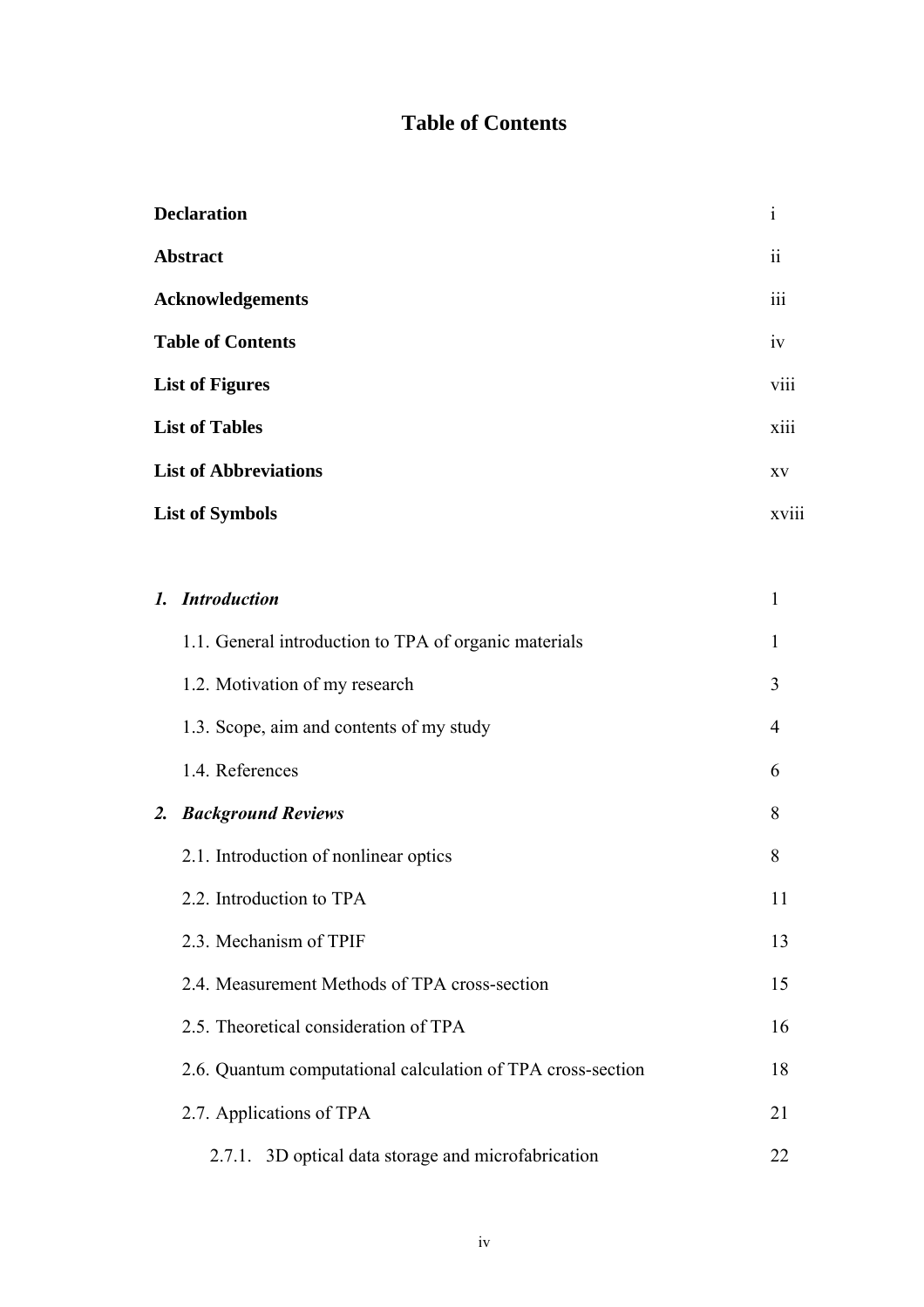# Table of Contents

| | |
|---|---|
| **Declaration** | i |
| **Abstract** | ii |
| **Acknowledgements** | iii |
| **Table of Contents** | iv |
| **List of Figures** | viii |
| **List of Tables** | xiii |
| **List of Abbreviations** | xv |
| **List of Symbols** | xviii |

| | |
|---|---|
| ***1. Introduction*** | 1 |
| 1.1. General introduction to TPA of organic materials | 1 |
| 1.2. Motivation of my research | 3 |
| 1.3. Scope, aim and contents of my study | 4 |
| 1.4. References | 6 |
| ***2. Background Reviews*** | 8 |
| 2.1. Introduction of nonlinear optics | 8 |
| 2.2. Introduction to TPA | 11 |
| 2.3. Mechanism of TPIF | 13 |
| 2.4. Measurement Methods of TPA cross-section | 15 |
| 2.5. Theoretical consideration of TPA | 16 |
| 2.6. Quantum computational calculation of TPA cross-section | 18 |
| 2.7. Applications of TPA | 21 |
| 2.7.1. 3D optical data storage and microfabrication | 22 |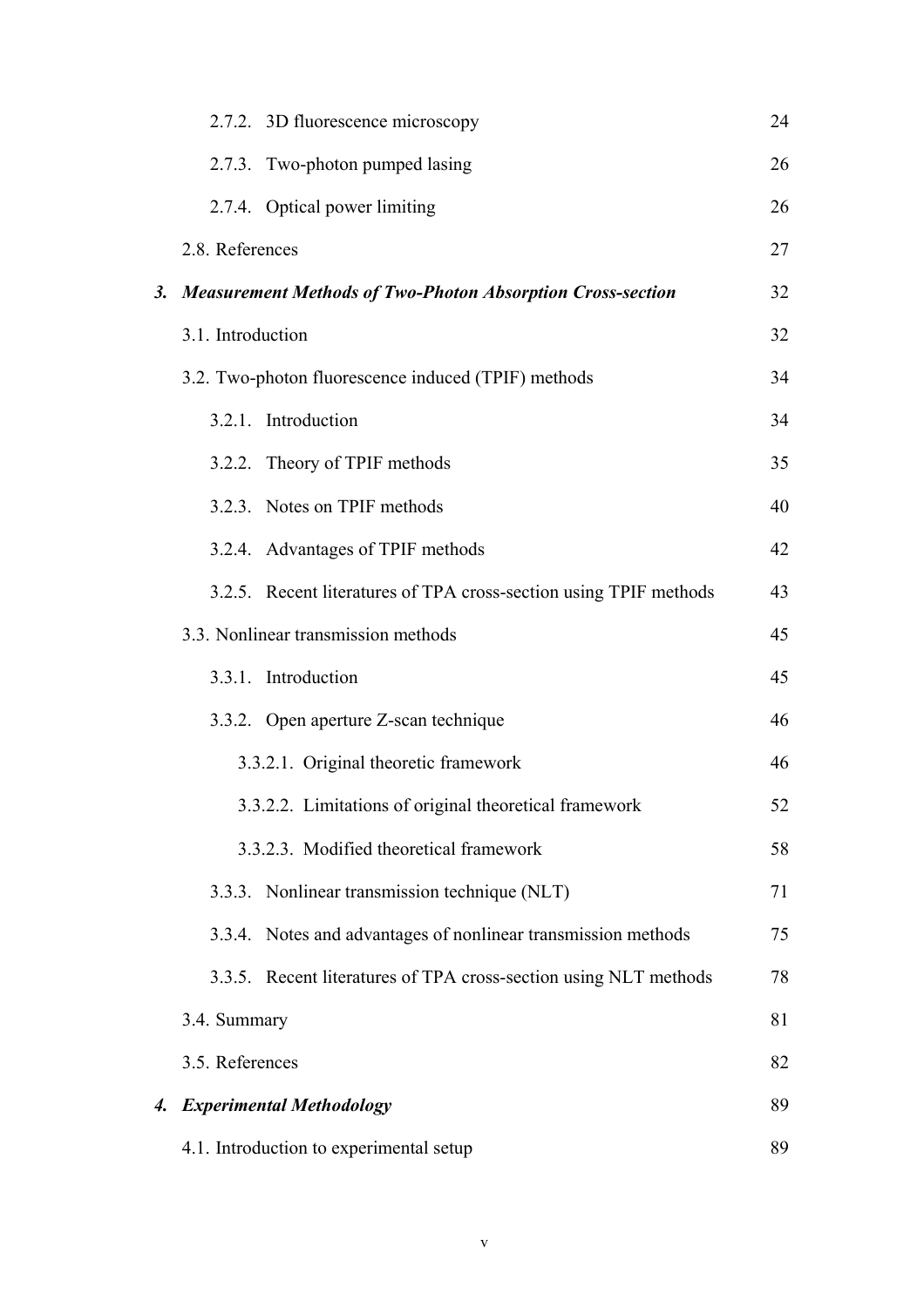| | | |
|---|---|---|
| | 2.7.2. 3D fluorescence microscopy | 24 |
| | 2.7.3. Two-photon pumped lasing | 26 |
| | 2.7.4. Optical power limiting | 26 |
| | 2.8. References | 27 |
| ***3.*** | ***Measurement Methods of Two-Photon Absorption Cross-section*** | 32 |
| | 3.1. Introduction | 32 |
| | 3.2. Two-photon fluorescence induced (TPIF) methods | 34 |
| | 3.2.1. Introduction | 34 |
| | 3.2.2. Theory of TPIF methods | 35 |
| | 3.2.3. Notes on TPIF methods | 40 |
| | 3.2.4. Advantages of TPIF methods | 42 |
| | 3.2.5. Recent literatures of TPA cross-section using TPIF methods | 43 |
| | 3.3. Nonlinear transmission methods | 45 |
| | 3.3.1. Introduction | 45 |
| | 3.3.2. Open aperture Z-scan technique | 46 |
| | 3.3.2.1. Original theoretic framework | 46 |
| | 3.3.2.2. Limitations of original theoretical framework | 52 |
| | 3.3.2.3. Modified theoretical framework | 58 |
| | 3.3.3. Nonlinear transmission technique (NLT) | 71 |
| | 3.3.4. Notes and advantages of nonlinear transmission methods | 75 |
| | 3.3.5. Recent literatures of TPA cross-section using NLT methods | 78 |
| | 3.4. Summary | 81 |
| | 3.5. References | 82 |
| ***4.*** | ***Experimental Methodology*** | 89 |
| | 4.1. Introduction to experimental setup | 89 |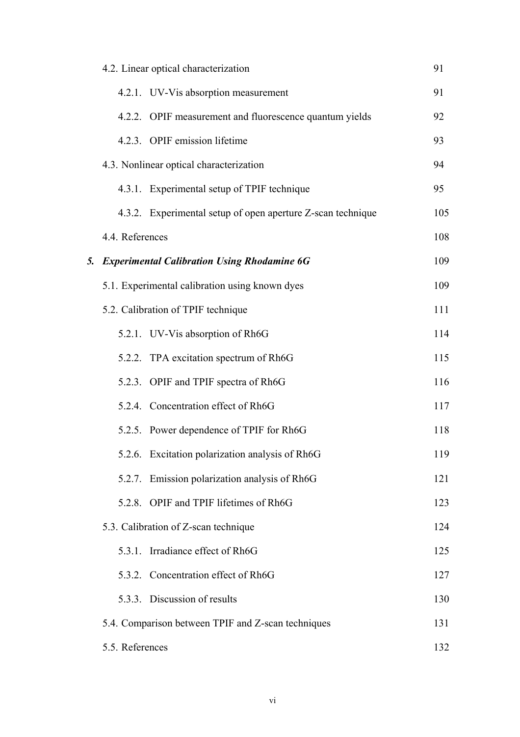4.2. Linear optical characterization 91

- 4.2.1. UV-Vis absorption measurement 91
- 4.2.2. OPIF measurement and fluorescence quantum yields 92
- 4.2.3. OPIF emission lifetime 93

4.3. Nonlinear optical characterization 94

- 4.3.1. Experimental setup of TPIF technique 95
- 4.3.2. Experimental setup of open aperture Z-scan technique 105

4.4. References 108

**5. *Experimental Calibration Using Rhodamine 6G*** 109

5.1. Experimental calibration using known dyes 109

5.2. Calibration of TPIF technique 111

- 5.2.1. UV-Vis absorption of Rh6G 114
- 5.2.2. TPA excitation spectrum of Rh6G 115
- 5.2.3. OPIF and TPIF spectra of Rh6G 116
- 5.2.4. Concentration effect of Rh6G 117
- 5.2.5. Power dependence of TPIF for Rh6G 118
- 5.2.6. Excitation polarization analysis of Rh6G 119
- 5.2.7. Emission polarization analysis of Rh6G 121
- 5.2.8. OPIF and TPIF lifetimes of Rh6G 123

5.3. Calibration of Z-scan technique 124

- 5.3.1. Irradiance effect of Rh6G 125
- 5.3.2. Concentration effect of Rh6G 127
- 5.3.3. Discussion of results 130

5.4. Comparison between TPIF and Z-scan techniques 131

5.5. References 132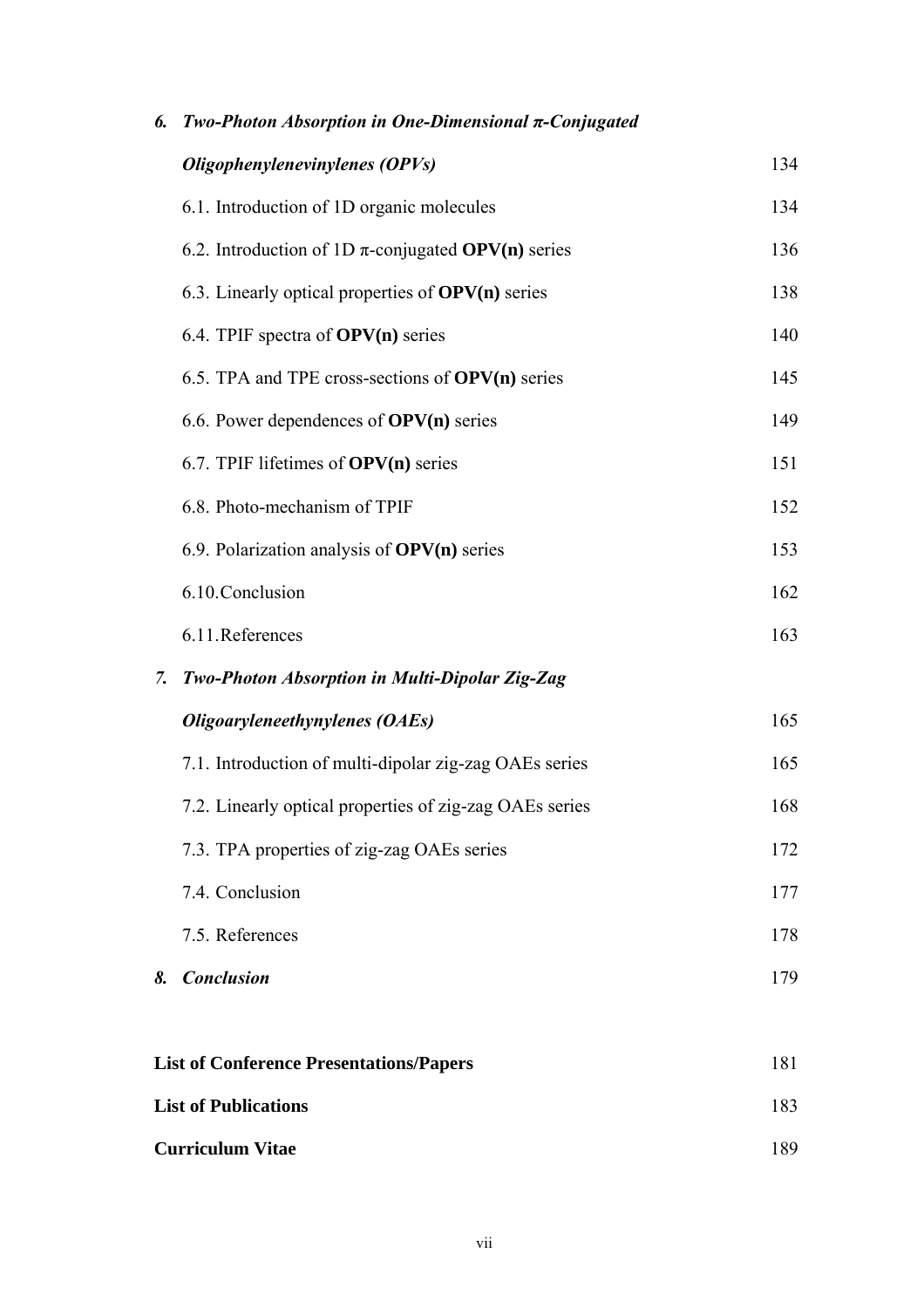***6. Two-Photon Absorption in One-Dimensional π-Conjugated Oligophenylenevinylenes (OPVs)*** 134

6.1. Introduction of 1D organic molecules 134

6.2. Introduction of 1D π-conjugated **OPV(n)** series 136

6.3. Linearly optical properties of **OPV(n)** series 138

6.4. TPIF spectra of **OPV(n)** series 140

6.5. TPA and TPE cross-sections of **OPV(n)** series 145

6.6. Power dependences of **OPV(n)** series 149

6.7. TPIF lifetimes of **OPV(n)** series 151

6.8. Photo-mechanism of TPIF 152

6.9. Polarization analysis of **OPV(n)** series 153

6.10.Conclusion 162

6.11.References 163

***7. Two-Photon Absorption in Multi-Dipolar Zig-Zag Oligoaryleneethynylenes (OAEs)*** 165

7.1. Introduction of multi-dipolar zig-zag OAEs series 165

7.2. Linearly optical properties of zig-zag OAEs series 168

7.3. TPA properties of zig-zag OAEs series 172

7.4. Conclusion 177

7.5. References 178

***8. Conclusion*** 179

**List of Conference Presentations/Papers** 181

**List of Publications** 183

**Curriculum Vitae** 189